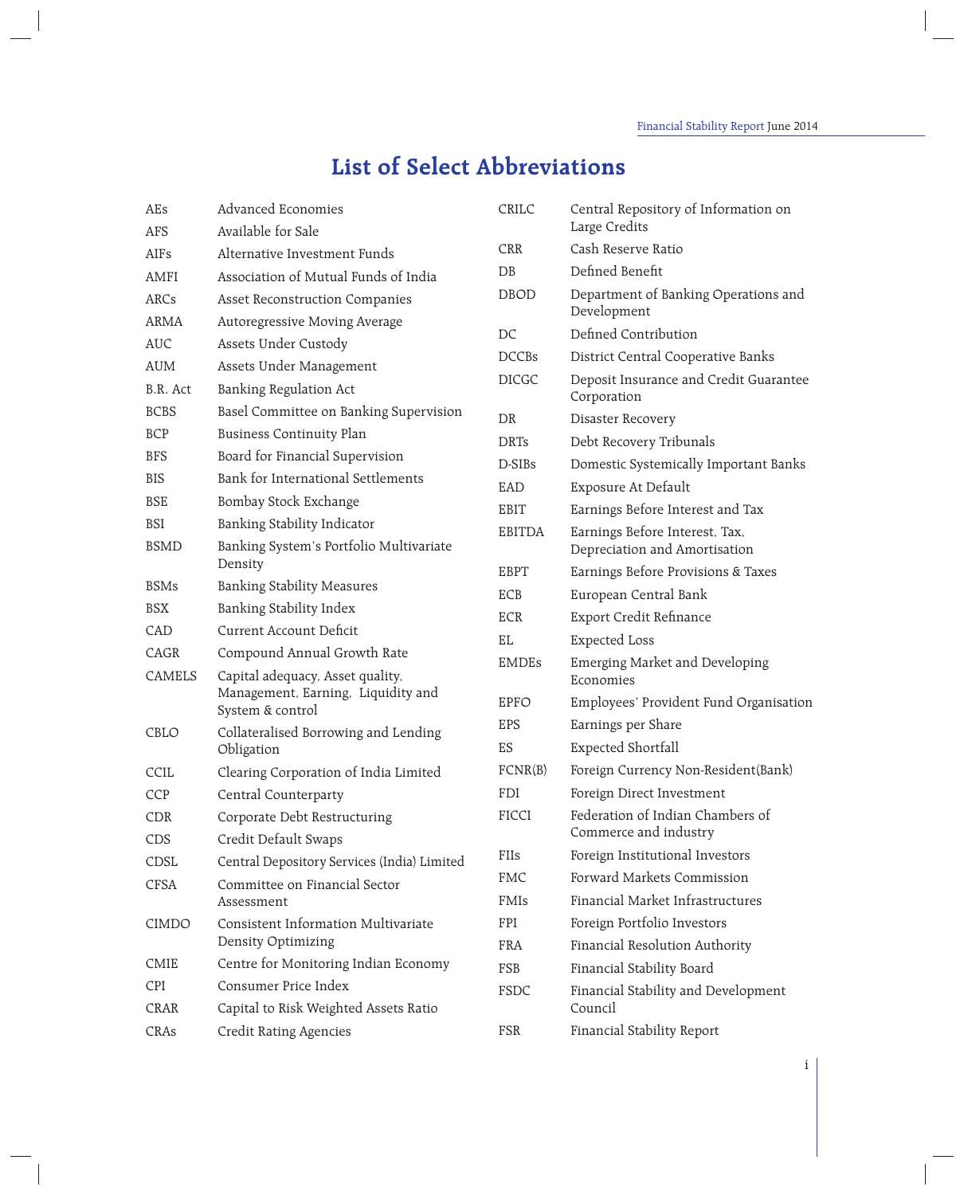# List of Select Abbreviations

| | |
|---|---|
| AEs | Advanced Economies |
| AFS | Available for Sale |
| AIFs | Alternative Investment Funds |
| AMFI | Association of Mutual Funds of India |
| ARCs | Asset Reconstruction Companies |
| ARMA | Autoregressive Moving Average |
| AUC | Assets Under Custody |
| AUM | Assets Under Management |
| B.R. Act | Banking Regulation Act |
| BCBS | Basel Committee on Banking Supervision |
| BCP | Business Continuity Plan |
| BFS | Board for Financial Supervision |
| BIS | Bank for International Settlements |
| BSE | Bombay Stock Exchange |
| BSI | Banking Stability Indicator |
| BSMD | Banking System's Portfolio Multivariate Density |
| BSMs | Banking Stability Measures |
| BSX | Banking Stability Index |
| CAD | Current Account Deficit |
| CAGR | Compound Annual Growth Rate |
| CAMELS | Capital adequacy, Asset quality, Management, Earning, Liquidity and System & control |
| CBLO | Collateralised Borrowing and Lending Obligation |
| CCIL | Clearing Corporation of India Limited |
| CCP | Central Counterparty |
| CDR | Corporate Debt Restructuring |
| CDS | Credit Default Swaps |
| CDSL | Central Depository Services (India) Limited |
| CFSA | Committee on Financial Sector Assessment |
| CIMDO | Consistent Information Multivariate Density Optimizing |
| CMIE | Centre for Monitoring Indian Economy |
| CPI | Consumer Price Index |
| CRAR | Capital to Risk Weighted Assets Ratio |
| CRAs | Credit Rating Agencies |
| CRILC | Central Repository of Information on Large Credits |
| CRR | Cash Reserve Ratio |
| DB | Defined Benefit |
| DBOD | Department of Banking Operations and Development |
| DC | Defined Contribution |
| DCCBs | District Central Cooperative Banks |
| DICGC | Deposit Insurance and Credit Guarantee Corporation |
| DR | Disaster Recovery |
| DRTs | Debt Recovery Tribunals |
| D-SIBs | Domestic Systemically Important Banks |
| EAD | Exposure At Default |
| EBIT | Earnings Before Interest and Tax |
| EBITDA | Earnings Before Interest, Tax, Depreciation and Amortisation |
| EBPT | Earnings Before Provisions & Taxes |
| ECB | European Central Bank |
| ECR | Export Credit Refinance |
| EL | Expected Loss |
| EMDEs | Emerging Market and Developing Economies |
| EPFO | Employees' Provident Fund Organisation |
| EPS | Earnings per Share |
| ES | Expected Shortfall |
| FCNR(B) | Foreign Currency Non-Resident(Bank) |
| FDI | Foreign Direct Investment |
| FICCI | Federation of Indian Chambers of Commerce and industry |
| FIIs | Foreign Institutional Investors |
| FMC | Forward Markets Commission |
| FMIs | Financial Market Infrastructures |
| FPI | Foreign Portfolio Investors |
| FRA | Financial Resolution Authority |
| FSB | Financial Stability Board |
| FSDC | Financial Stability and Development Council |
| FSR | Financial Stability Report |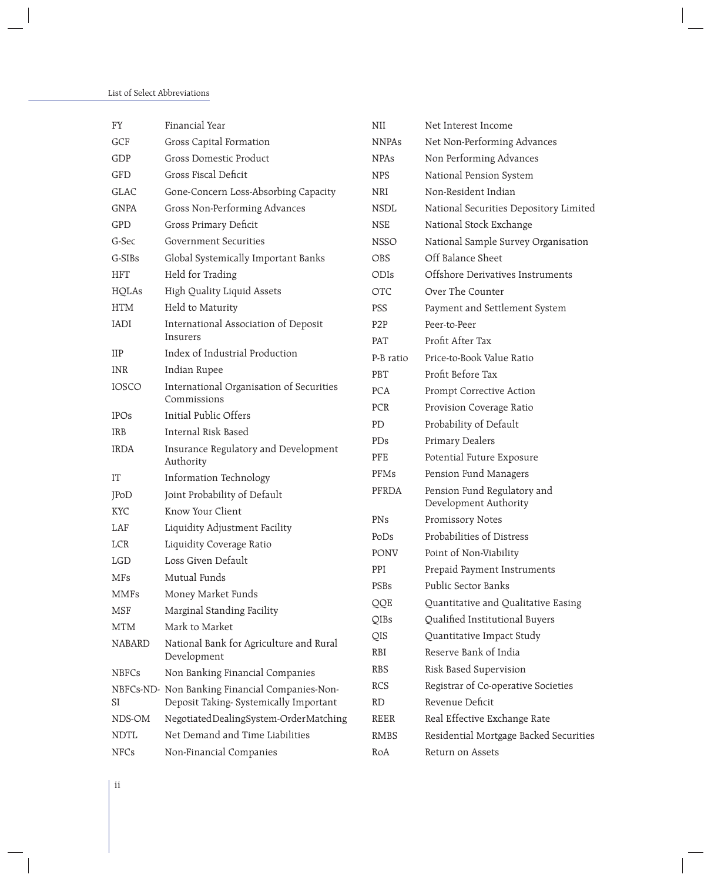| | |
|---|---|
| FY | Financial Year |
| GCF | Gross Capital Formation |
| GDP | Gross Domestic Product |
| GFD | Gross Fiscal Deficit |
| GLAC | Gone-Concern Loss-Absorbing Capacity |
| GNPA | Gross Non-Performing Advances |
| GPD | Gross Primary Deficit |
| G-Sec | Government Securities |
| G-SIBs | Global Systemically Important Banks |
| HFT | Held for Trading |
| HQLAs | High Quality Liquid Assets |
| HTM | Held to Maturity |
| IADI | International Association of Deposit Insurers |
| IIP | Index of Industrial Production |
| INR | Indian Rupee |
| IOSCO | International Organisation of Securities Commissions |
| IPOs | Initial Public Offers |
| IRB | Internal Risk Based |
| IRDA | Insurance Regulatory and Development Authority |
| IT | Information Technology |
| JPoD | Joint Probability of Default |
| KYC | Know Your Client |
| LAF | Liquidity Adjustment Facility |
| LCR | Liquidity Coverage Ratio |
| LGD | Loss Given Default |
| MFs | Mutual Funds |
| MMFs | Money Market Funds |
| MSF | Marginal Standing Facility |
| MTM | Mark to Market |
| NABARD | National Bank for Agriculture and Rural Development |
| NBFCs | Non Banking Financial Companies |
| NBFCs-ND-SI | Non Banking Financial Companies-Non-Deposit Taking- Systemically Important |
| NDS-OM | NegotiatedDealingSystem-OrderMatching |
| NDTL | Net Demand and Time Liabilities |
| NFCs | Non-Financial Companies |
| NII | Net Interest Income |
| NNPAs | Net Non-Performing Advances |
| NPAs | Non Performing Advances |
| NPS | National Pension System |
| NRI | Non-Resident Indian |
| NSDL | National Securities Depository Limited |
| NSE | National Stock Exchange |
| NSSO | National Sample Survey Organisation |
| OBS | Off Balance Sheet |
| ODIs | Offshore Derivatives Instruments |
| OTC | Over The Counter |
| PSS | Payment and Settlement System |
| P2P | Peer-to-Peer |
| PAT | Profit After Tax |
| P-B ratio | Price-to-Book Value Ratio |
| PBT | Profit Before Tax |
| PCA | Prompt Corrective Action |
| PCR | Provision Coverage Ratio |
| PD | Probability of Default |
| PDs | Primary Dealers |
| PFE | Potential Future Exposure |
| PFMs | Pension Fund Managers |
| PFRDA | Pension Fund Regulatory and Development Authority |
| PNs | Promissory Notes |
| PoDs | Probabilities of Distress |
| PONV | Point of Non-Viability |
| PPI | Prepaid Payment Instruments |
| PSBs | Public Sector Banks |
| QQE | Quantitative and Qualitative Easing |
| QIBs | Qualified Institutional Buyers |
| QIS | Quantitative Impact Study |
| RBI | Reserve Bank of India |
| RBS | Risk Based Supervision |
| RCS | Registrar of Co-operative Societies |
| RD | Revenue Deficit |
| REER | Real Effective Exchange Rate |
| RMBS | Residential Mortgage Backed Securities |
| RoA | Return on Assets |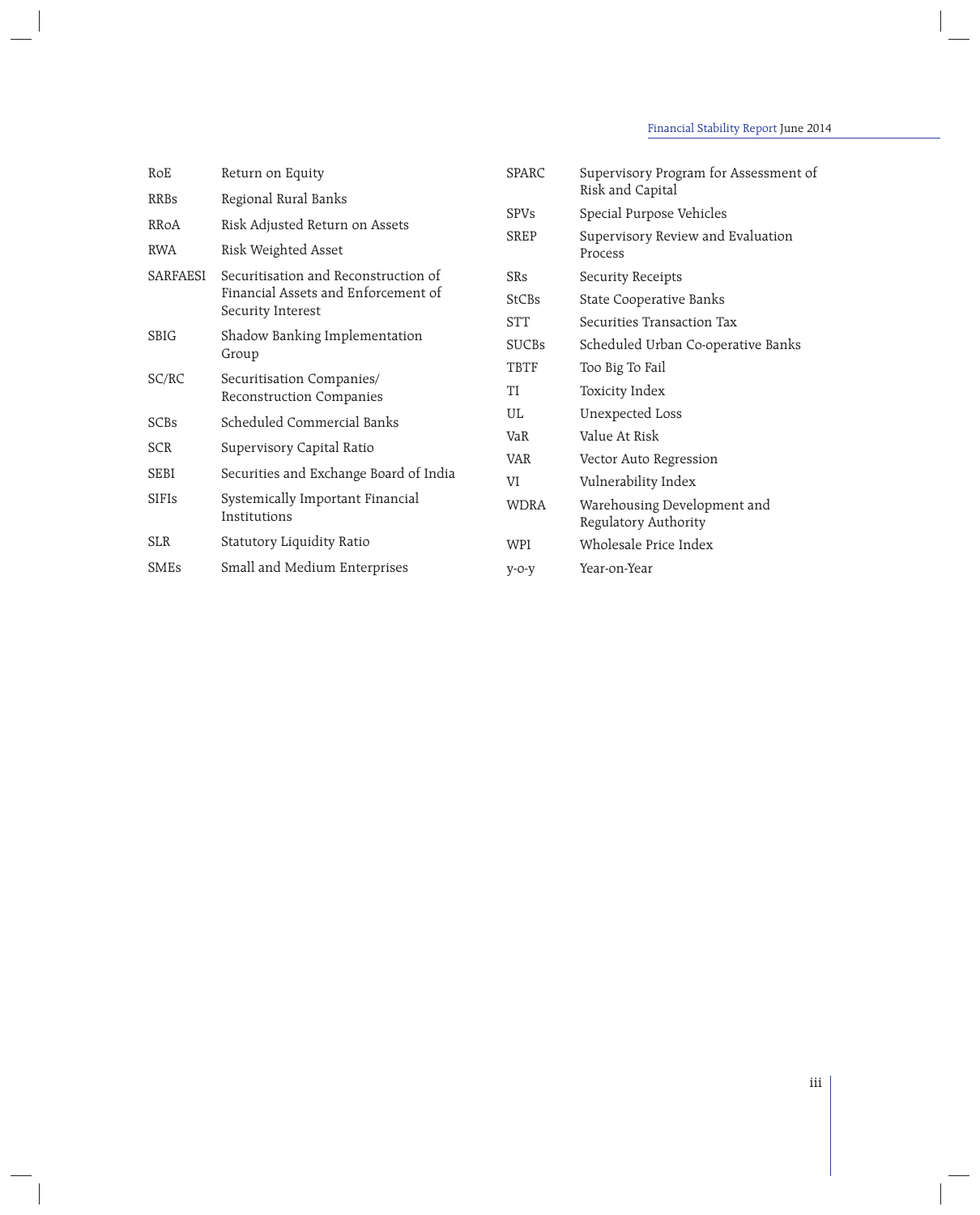| | |
|---|---|
| RoE | Return on Equity |
| RRBs | Regional Rural Banks |
| RRoA | Risk Adjusted Return on Assets |
| RWA | Risk Weighted Asset |
| SARFAESI | Securitisation and Reconstruction of Financial Assets and Enforcement of Security Interest |
| SBIG | Shadow Banking Implementation Group |
| SC/RC | Securitisation Companies/ Reconstruction Companies |
| SCBs | Scheduled Commercial Banks |
| SCR | Supervisory Capital Ratio |
| SEBI | Securities and Exchange Board of India |
| SIFIs | Systemically Important Financial Institutions |
| SLR | Statutory Liquidity Ratio |
| SMEs | Small and Medium Enterprises |
| SPARC | Supervisory Program for Assessment of Risk and Capital |
| SPVs | Special Purpose Vehicles |
| SREP | Supervisory Review and Evaluation Process |
| SRs | Security Receipts |
| StCBs | State Cooperative Banks |
| STT | Securities Transaction Tax |
| SUCBs | Scheduled Urban Co-operative Banks |
| TBTF | Too Big To Fail |
| TI | Toxicity Index |
| UL | Unexpected Loss |
| VaR | Value At Risk |
| VAR | Vector Auto Regression |
| VI | Vulnerability Index |
| WDRA | Warehousing Development and Regulatory Authority |
| WPI | Wholesale Price Index |
| y-o-y | Year-on-Year |